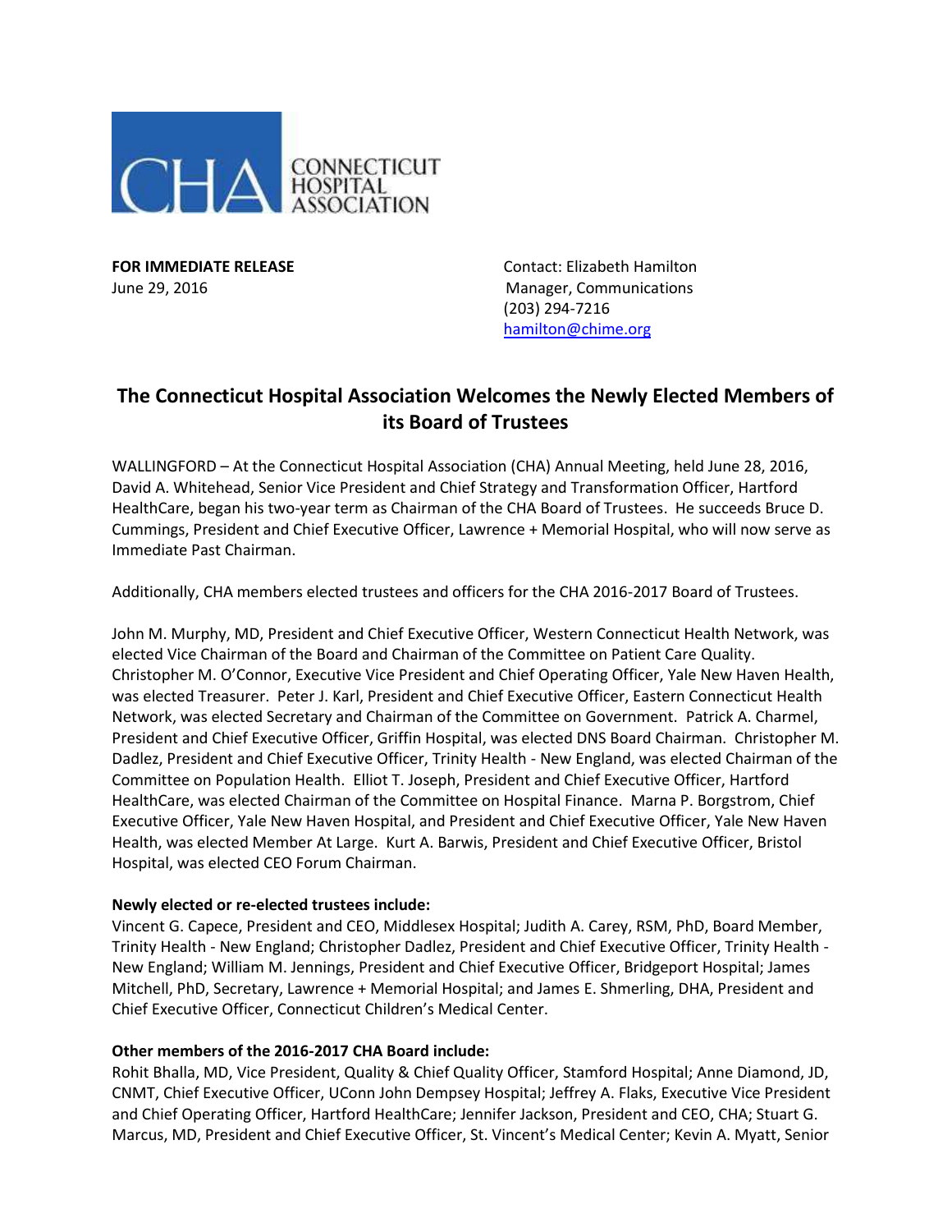CONNECTICUT HOSPITAL ASSOCIATION

**FOR IMMEDIATE RELEASE**
June 29, 2016

Contact: Elizabeth Hamilton
Manager, Communications
(203) 294-7216
hamilton@chime.org

# The Connecticut Hospital Association Welcomes the Newly Elected Members of its Board of Trustees

WALLINGFORD – At the Connecticut Hospital Association (CHA) Annual Meeting, held June 28, 2016, David A. Whitehead, Senior Vice President and Chief Strategy and Transformation Officer, Hartford HealthCare, began his two-year term as Chairman of the CHA Board of Trustees. He succeeds Bruce D. Cummings, President and Chief Executive Officer, Lawrence + Memorial Hospital, who will now serve as Immediate Past Chairman.

Additionally, CHA members elected trustees and officers for the CHA 2016-2017 Board of Trustees.

John M. Murphy, MD, President and Chief Executive Officer, Western Connecticut Health Network, was elected Vice Chairman of the Board and Chairman of the Committee on Patient Care Quality. Christopher M. O'Connor, Executive Vice President and Chief Operating Officer, Yale New Haven Health, was elected Treasurer. Peter J. Karl, President and Chief Executive Officer, Eastern Connecticut Health Network, was elected Secretary and Chairman of the Committee on Government. Patrick A. Charmel, President and Chief Executive Officer, Griffin Hospital, was elected DNS Board Chairman. Christopher M. Dadlez, President and Chief Executive Officer, Trinity Health - New England, was elected Chairman of the Committee on Population Health. Elliot T. Joseph, President and Chief Executive Officer, Hartford HealthCare, was elected Chairman of the Committee on Hospital Finance. Marna P. Borgstrom, Chief Executive Officer, Yale New Haven Hospital, and President and Chief Executive Officer, Yale New Haven Health, was elected Member At Large. Kurt A. Barwis, President and Chief Executive Officer, Bristol Hospital, was elected CEO Forum Chairman.

**Newly elected or re-elected trustees include:**
Vincent G. Capece, President and CEO, Middlesex Hospital; Judith A. Carey, RSM, PhD, Board Member, Trinity Health - New England; Christopher Dadlez, President and Chief Executive Officer, Trinity Health - New England; William M. Jennings, President and Chief Executive Officer, Bridgeport Hospital; James Mitchell, PhD, Secretary, Lawrence + Memorial Hospital; and James E. Shmerling, DHA, President and Chief Executive Officer, Connecticut Children's Medical Center.

**Other members of the 2016-2017 CHA Board include:**
Rohit Bhalla, MD, Vice President, Quality & Chief Quality Officer, Stamford Hospital; Anne Diamond, JD, CNMT, Chief Executive Officer, UConn John Dempsey Hospital; Jeffrey A. Flaks, Executive Vice President and Chief Operating Officer, Hartford HealthCare; Jennifer Jackson, President and CEO, CHA; Stuart G. Marcus, MD, President and Chief Executive Officer, St. Vincent's Medical Center; Kevin A. Myatt, Senior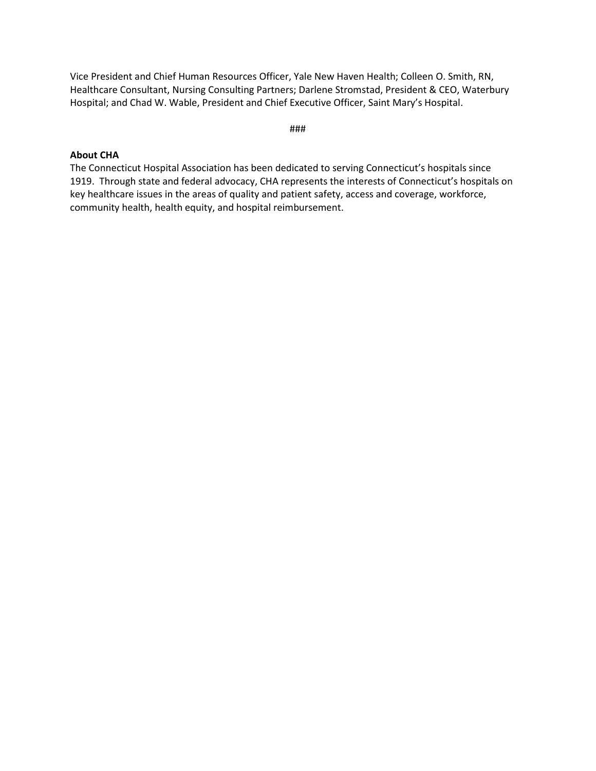Vice President and Chief Human Resources Officer, Yale New Haven Health; Colleen O. Smith, RN, Healthcare Consultant, Nursing Consulting Partners; Darlene Stromstad, President & CEO, Waterbury Hospital; and Chad W. Wable, President and Chief Executive Officer, Saint Mary's Hospital.

###

**About CHA**

The Connecticut Hospital Association has been dedicated to serving Connecticut's hospitals since 1919. Through state and federal advocacy, CHA represents the interests of Connecticut's hospitals on key healthcare issues in the areas of quality and patient safety, access and coverage, workforce, community health, health equity, and hospital reimbursement.